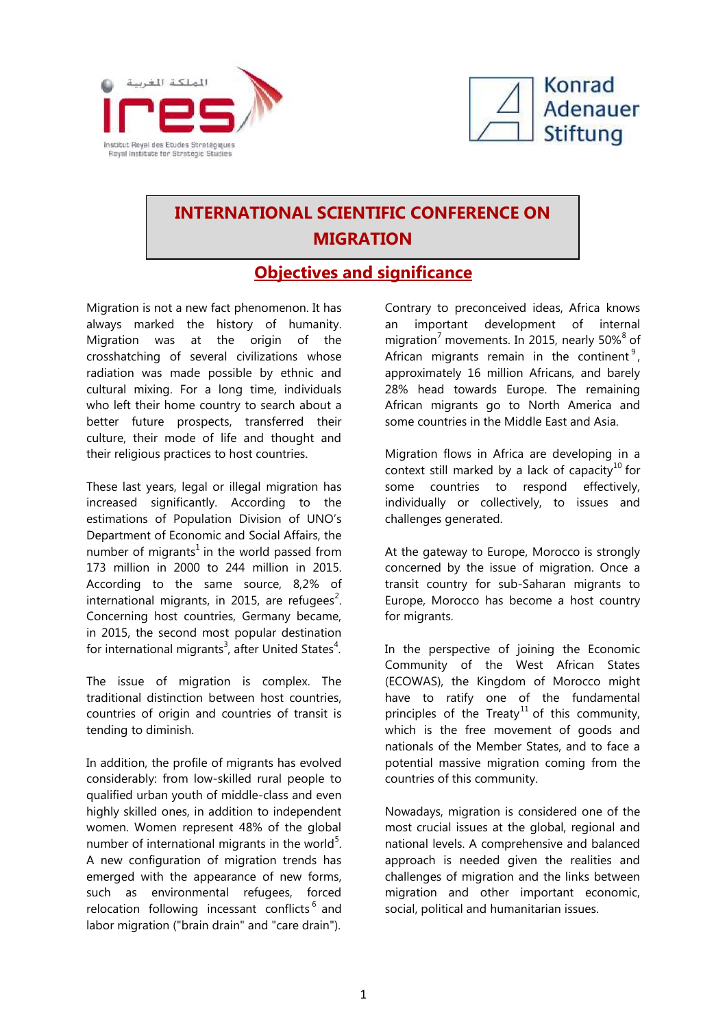# INTERNATIONAL SCIENTIFIC CONFERENCE ON MIGRATION

## Objectives and significance

Migration is not a new fact phenomenon. It has always marked the history of humanity. Migration was at the origin of the crosshatching of several civilizations whose radiation was made possible by ethnic and cultural mixing. For a long time, individuals who left their home country to search about a better future prospects, transferred their culture, their mode of life and thought and their religious practices to host countries.

These last years, legal or illegal migration has increased significantly. According to the estimations of Population Division of UNO's Department of Economic and Social Affairs, the number of migrants[1] in the world passed from 173 million in 2000 to 244 million in 2015. According to the same source, 8,2% of international migrants, in 2015, are refugees[2]. Concerning host countries, Germany became, in 2015, the second most popular destination for international migrants[3], after United States[4].

The issue of migration is complex. The traditional distinction between host countries, countries of origin and countries of transit is tending to diminish.

In addition, the profile of migrants has evolved considerably: from low-skilled rural people to qualified urban youth of middle-class and even highly skilled ones, in addition to independent women. Women represent 48% of the global number of international migrants in the world[5]. A new configuration of migration trends has emerged with the appearance of new forms, such as environmental refugees, forced relocation following incessant conflicts[6] and labor migration ("brain drain" and "care drain").

Contrary to preconceived ideas, Africa knows an important development of internal migration[7] movements. In 2015, nearly 50%[8] of African migrants remain in the continent[9], approximately 16 million Africans, and barely 28% head towards Europe. The remaining African migrants go to North America and some countries in the Middle East and Asia.

Migration flows in Africa are developing in a context still marked by a lack of capacity[10] for some countries to respond effectively, individually or collectively, to issues and challenges generated.

At the gateway to Europe, Morocco is strongly concerned by the issue of migration. Once a transit country for sub-Saharan migrants to Europe, Morocco has become a host country for migrants.

In the perspective of joining the Economic Community of the West African States (ECOWAS), the Kingdom of Morocco might have to ratify one of the fundamental principles of the Treaty[11] of this community, which is the free movement of goods and nationals of the Member States, and to face a potential massive migration coming from the countries of this community.

Nowadays, migration is considered one of the most crucial issues at the global, regional and national levels. A comprehensive and balanced approach is needed given the realities and challenges of migration and the links between migration and other important economic, social, political and humanitarian issues.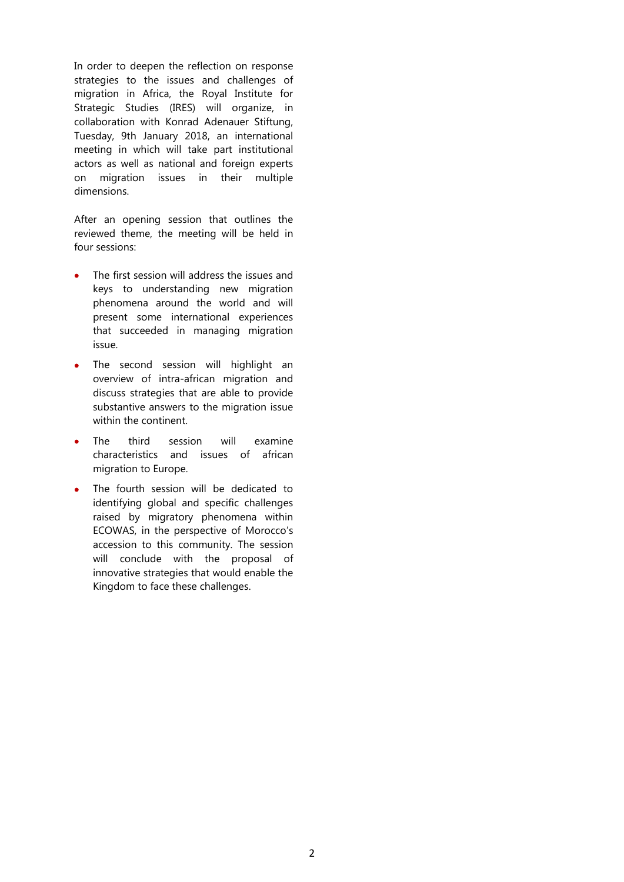In order to deepen the reflection on response strategies to the issues and challenges of migration in Africa, the Royal Institute for Strategic Studies (IRES) will organize, in collaboration with Konrad Adenauer Stiftung, Tuesday, 9th January 2018, an international meeting in which will take part institutional actors as well as national and foreign experts on migration issues in their multiple dimensions.

After an opening session that outlines the reviewed theme, the meeting will be held in four sessions:

- The first session will address the issues and keys to understanding new migration phenomena around the world and will present some international experiences that succeeded in managing migration issue.
- The second session will highlight an overview of intra-african migration and discuss strategies that are able to provide substantive answers to the migration issue within the continent.
- The third session will examine characteristics and issues of african migration to Europe.
- The fourth session will be dedicated to identifying global and specific challenges raised by migratory phenomena within ECOWAS, in the perspective of Morocco's accession to this community. The session will conclude with the proposal of innovative strategies that would enable the Kingdom to face these challenges.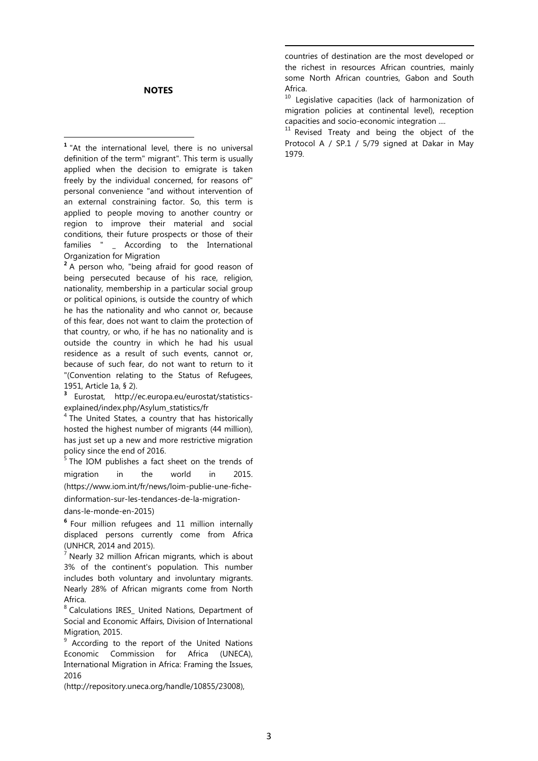**NOTES**

[1] "At the international level, there is no universal definition of the term" migrant". This term is usually applied when the decision to emigrate is taken freely by the individual concerned, for reasons of" personal convenience "and without intervention of an external constraining factor. So, this term is applied to people moving to another country or region to improve their material and social conditions, their future prospects or those of their families " _ According to the International Organization for Migration

[2] A person who, "being afraid for good reason of being persecuted because of his race, religion, nationality, membership in a particular social group or political opinions, is outside the country of which he has the nationality and who cannot or, because of this fear, does not want to claim the protection of that country, or who, if he has no nationality and is outside the country in which he had his usual residence as a result of such events, cannot or, because of such fear, do not want to return to it "(Convention relating to the Status of Refugees, 1951, Article 1a, § 2).

[3] Eurostat, http://ec.europa.eu/eurostat/statistics-explained/index.php/Asylum_statistics/fr

[4] The United States, a country that has historically hosted the highest number of migrants (44 million), has just set up a new and more restrictive migration policy since the end of 2016.

[5] The IOM publishes a fact sheet on the trends of migration in the world in 2015. (https://www.iom.int/fr/news/loim-publie-une-fiche-dinformation-sur-les-tendances-de-la-migration-dans-le-monde-en-2015)

[6] Four million refugees and 11 million internally displaced persons currently come from Africa (UNHCR, 2014 and 2015).

[7] Nearly 32 million African migrants, which is about 3% of the continent's population. This number includes both voluntary and involuntary migrants. Nearly 28% of African migrants come from North Africa.

[8] Calculations IRES_ United Nations, Department of Social and Economic Affairs, Division of International Migration, 2015.

[9] According to the report of the United Nations Economic Commission for Africa (UNECA), International Migration in Africa: Framing the Issues, 2016 (http://repository.uneca.org/handle/10855/23008), countries of destination are the most developed or the richest in resources African countries, mainly some North African countries, Gabon and South Africa.

[10] Legislative capacities (lack of harmonization of migration policies at continental level), reception capacities and socio-economic integration ....

[11] Revised Treaty and being the object of the Protocol A / SP.1 / 5/79 signed at Dakar in May 1979.